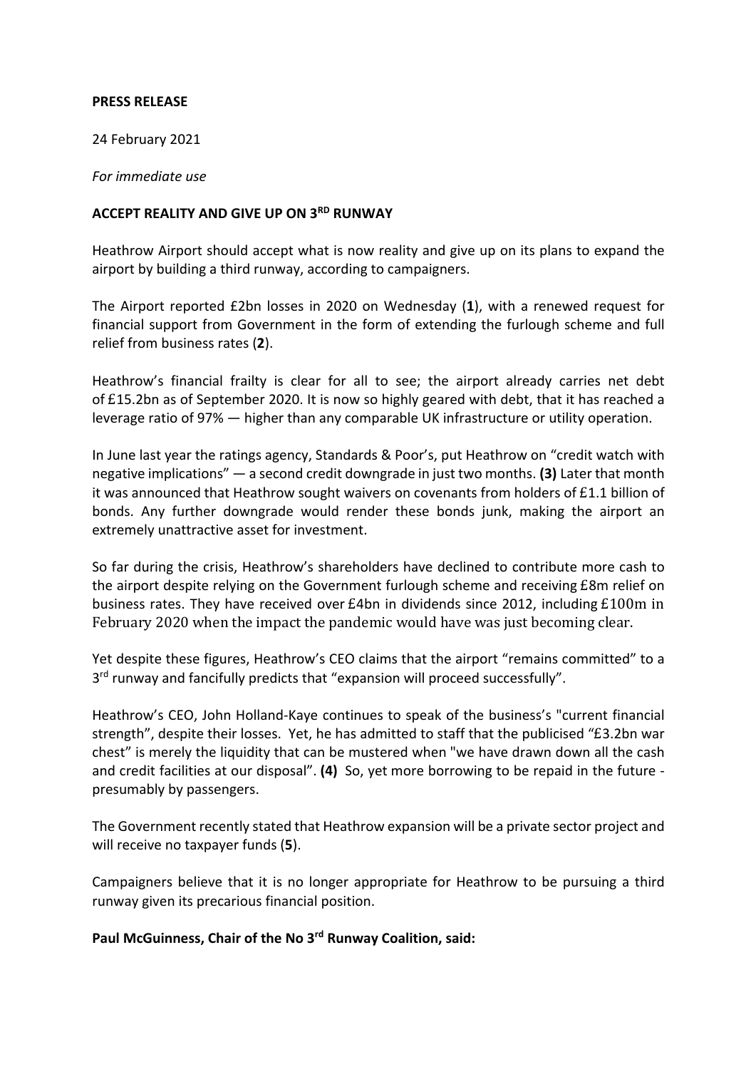**PRESS RELEASE**

24 February 2021

*For immediate use*

**ACCEPT REALITY AND GIVE UP ON 3RD RUNWAY**

Heathrow Airport should accept what is now reality and give up on its plans to expand the airport by building a third runway, according to campaigners.

The Airport reported £2bn losses in 2020 on Wednesday (**1**), with a renewed request for financial support from Government in the form of extending the furlough scheme and full relief from business rates (**2**).

Heathrow's financial frailty is clear for all to see; the airport already carries net debt of £15.2bn as of September 2020. It is now so highly geared with debt, that it has reached a leverage ratio of 97% — higher than any comparable UK infrastructure or utility operation.

In June last year the ratings agency, Standards & Poor's, put Heathrow on "credit watch with negative implications" — a second credit downgrade in just two months. **(3)** Later that month it was announced that Heathrow sought waivers on covenants from holders of £1.1 billion of bonds. Any further downgrade would render these bonds junk, making the airport an extremely unattractive asset for investment.

So far during the crisis, Heathrow's shareholders have declined to contribute more cash to the airport despite relying on the Government furlough scheme and receiving £8m relief on business rates. They have received over £4bn in dividends since 2012, including £100m in February 2020 when the impact the pandemic would have was just becoming clear.

Yet despite these figures, Heathrow's CEO claims that the airport "remains committed" to a 3rd runway and fancifully predicts that "expansion will proceed successfully".

Heathrow's CEO, John Holland-Kaye continues to speak of the business's "current financial strength", despite their losses. Yet, he has admitted to staff that the publicised "£3.2bn war chest" is merely the liquidity that can be mustered when "we have drawn down all the cash and credit facilities at our disposal". **(4)** So, yet more borrowing to be repaid in the future - presumably by passengers.

The Government recently stated that Heathrow expansion will be a private sector project and will receive no taxpayer funds (**5**).

Campaigners believe that it is no longer appropriate for Heathrow to be pursuing a third runway given its precarious financial position.

**Paul McGuinness, Chair of the No 3rd Runway Coalition, said:**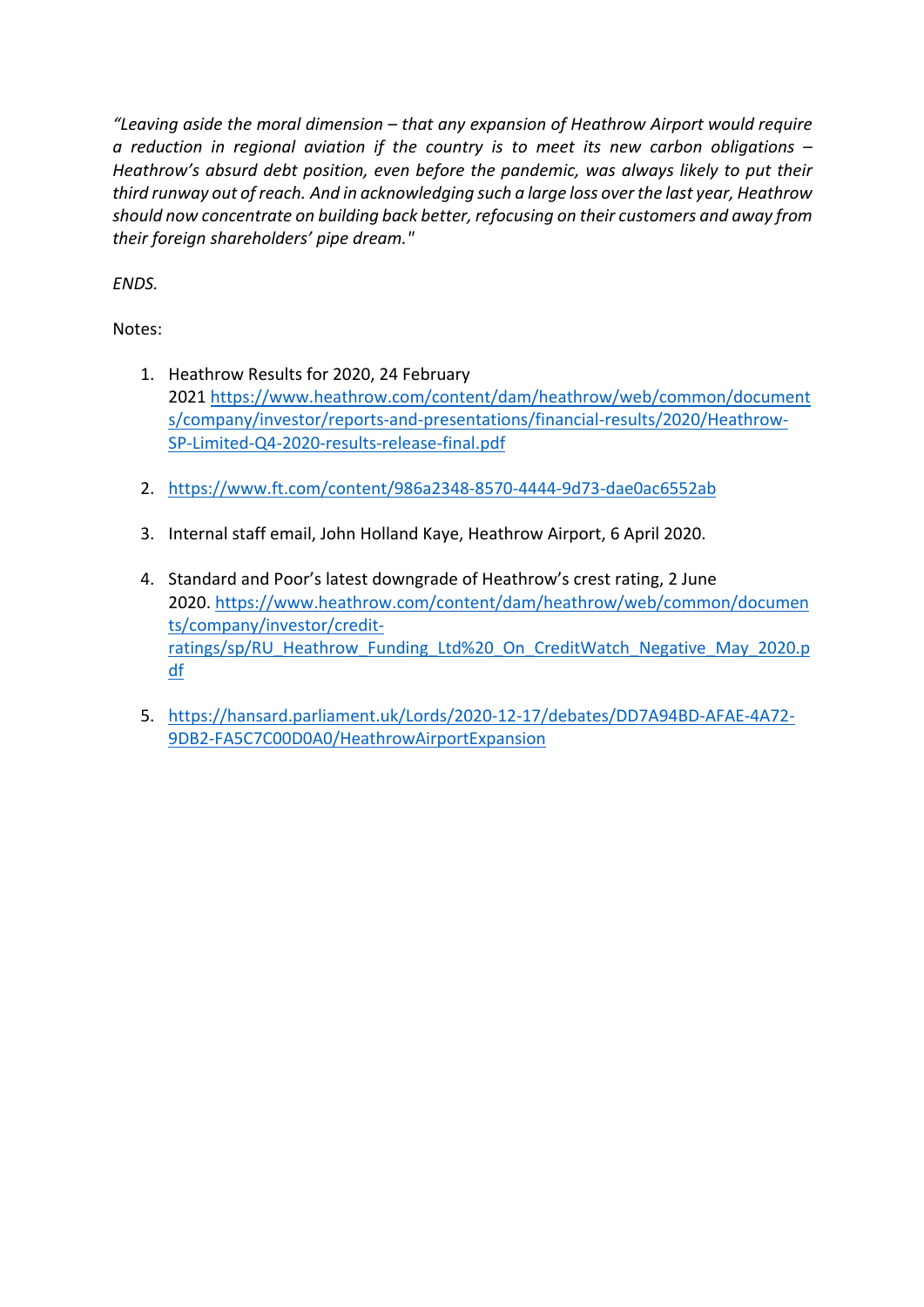*"Leaving aside the moral dimension – that any expansion of Heathrow Airport would require a reduction in regional aviation if the country is to meet its new carbon obligations – Heathrow's absurd debt position, even before the pandemic, was always likely to put their third runway out of reach. And in acknowledging such a large loss over the last year, Heathrow should now concentrate on building back better, refocusing on their customers and away from their foreign shareholders' pipe dream."*

*ENDS.*

Notes:

1. Heathrow Results for 2020, 24 February 2021 https://www.heathrow.com/content/dam/heathrow/web/common/documents/company/investor/reports-and-presentations/financial-results/2020/Heathrow-SP-Limited-Q4-2020-results-release-final.pdf

2. https://www.ft.com/content/986a2348-8570-4444-9d73-dae0ac6552ab

3. Internal staff email, John Holland Kaye, Heathrow Airport, 6 April 2020.

4. Standard and Poor's latest downgrade of Heathrow's crest rating, 2 June 2020. https://www.heathrow.com/content/dam/heathrow/web/common/documents/company/investor/credit-ratings/sp/RU_Heathrow_Funding_Ltd%20_On_CreditWatch_Negative_May_2020.pdf

5. https://hansard.parliament.uk/Lords/2020-12-17/debates/DD7A94BD-AFAE-4A72-9DB2-FA5C7C00D0A0/HeathrowAirportExpansion